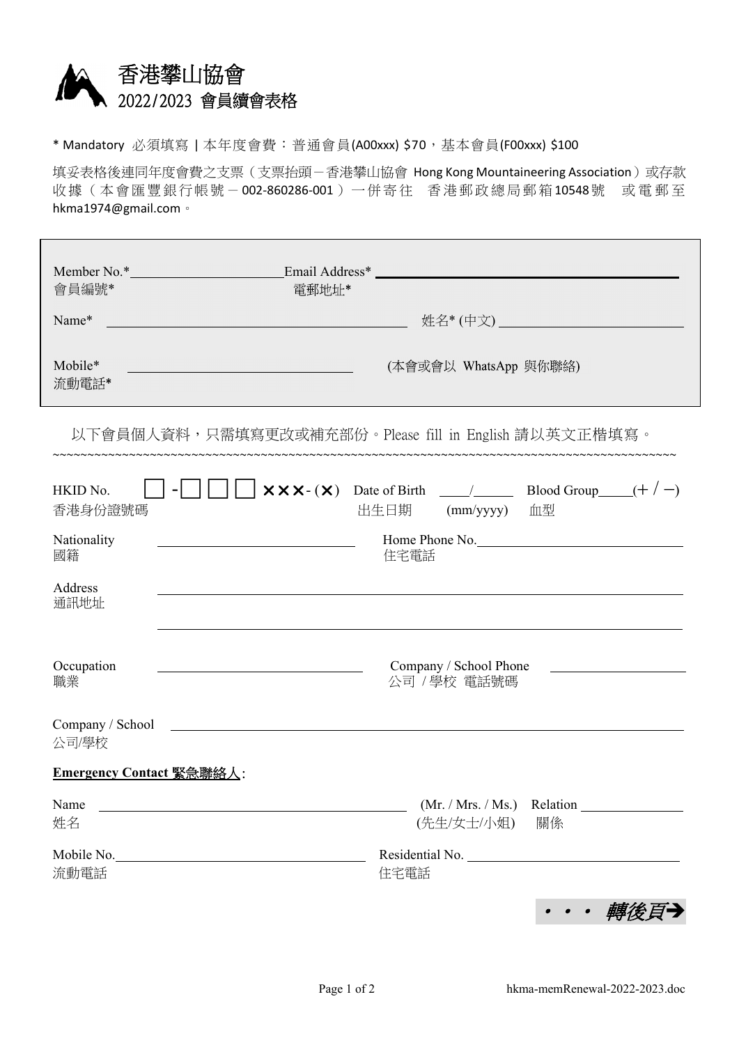# 香港攀山協會
## 2022/2023 會員續會表格

* Mandatory 必須填寫 | 本年度會費：普通會員(A00xxx) $70，基本會員(F00xxx) $100

填妥表格後連同年度會費之支票（支票抬頭－香港攀山協會 Hong Kong Mountaineering Association）或存款收據（本會匯豐銀行帳號 – 002-860286-001）一併寄往 香港郵政總局郵箱10548號 或電郵至 hkma1974@gmail.com。

Member No.* ____________________ Email Address* ________________________________________
會員編號* 電郵地址*

Name* ________________________________________ 姓名* (中文) ______________________

Mobile* ______________________________ (本會或會以 WhatsApp 與你聯絡)
流動電話*

以下會員個人資料，只需填寫更改或補充部份。Please fill in English 請以英文正楷填寫。

~~~~~~~~~~~~~~~~~~~~~~~~~~~~~~~~~~~~~~~~~~~~~~~~~~~~~~~~~~~~~~~~~~~~~~~~~~~~~~~~~~~~~~~~

HKID No. ☐ - ☐☐☐ ×××-(×) Date of Birth ____/______ Blood Group_____(+ / −)
香港身份證號碼 出生日期 (mm/yyyy) 血型

Nationality ______________________________ Home Phone No. ______________________________
國籍 住宅電話

Address ________________________________________________________________________
通訊地址 ________________________________________________________________________

Occupation ______________________________ Company / School Phone ____________________
職業 公司 / 學校 電話號碼

Company / School ________________________________________________________________
公司/學校

**Emergency Contact 緊急聯絡人**:

Name ________________________________________ (Mr. / Mrs. / Ms.) Relation ______________
姓名 (先生/女士/小姐) 關係

Mobile No. ______________________________ Residential No. ______________________________
流動電話 住宅電話

*• • • 轉後頁→*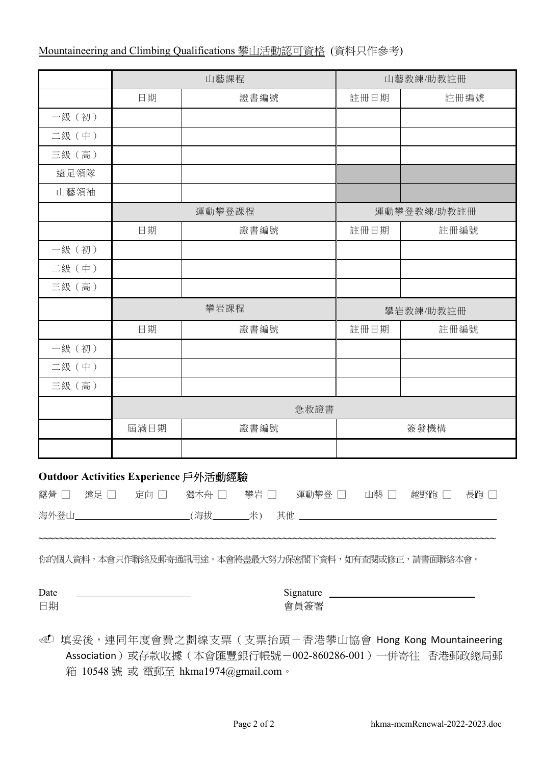Mountaineering and Climbing Qualifications 攀山活動認可資格 (資料只作參考)

| | 山藝課程 | | 山藝教練/助教註冊 | |
|---|---|---|---|---|
| | 日期 | 證書編號 | 註冊日期 | 註冊編號 |
| 一級（初） | | | | |
| 二級（中） | | | | |
| 三級（高） | | | | |
| 遠足領隊 | | | | |
| 山藝領袖 | | | | |
| | 運動攀登課程 | | 運動攀登教練/助教註冊 | |
| | 日期 | 證書編號 | 註冊日期 | 註冊編號 |
| 一級（初） | | | | |
| 二級（中） | | | | |
| 三級（高） | | | | |
| | 攀岩課程 | | 攀岩教練/助教註冊 | |
| | 日期 | 證書編號 | 註冊日期 | 註冊編號 |
| 一級（初） | | | | |
| 二級（中） | | | | |
| 三級（高） | | | | |
| | 急救證書 | | | |
| | 屆滿日期 | 證書編號 | 簽發機構 | |
| | | | | |

**Outdoor Activities Experience 戶外活動經驗**

露營 □ 遠足 □ 定向 □ 獨木舟 □ 攀岩 □ 運動攀登 □ 山藝 □ 越野跑 □ 長跑 □

海外登山\_\_\_\_\_\_\_\_\_\_\_\_\_\_\_\_\_\_\_\_(海拔\_\_\_\_\_\_\_\_米) 其他 \_\_\_\_\_\_\_\_\_\_\_\_\_\_\_\_\_\_\_\_\_\_\_\_\_\_\_\_\_\_\_\_\_\_

~~~~~~~~~~~~~~~~~~~~~~~~~~~~~~~~~~~~~~~~~~~~~~~~~~~~~~~~~~~~~~~~~~~~~~~~~~~~~~~~~~~~~~~~

你的個人資料，本會只作聯絡及郵寄通訊用途。本會將盡最大努力保密閣下資料，如有查閱或修正，請書面聯絡本會。

Date
日期 \_\_\_\_\_\_\_\_\_\_\_\_\_\_\_\_\_\_\_\_

Signature
會員簽署 \_\_\_\_\_\_\_\_\_\_\_\_\_\_\_\_\_\_\_\_

✍ 填妥後，連同年度會費之劃線支票（支票抬頭－香港攀山協會 Hong Kong Mountaineering Association）或存款收據（本會匯豐銀行帳號－002-860286-001）一併寄往 香港郵政總局郵箱 10548 號 或 電郵至 hkma1974@gmail.com。